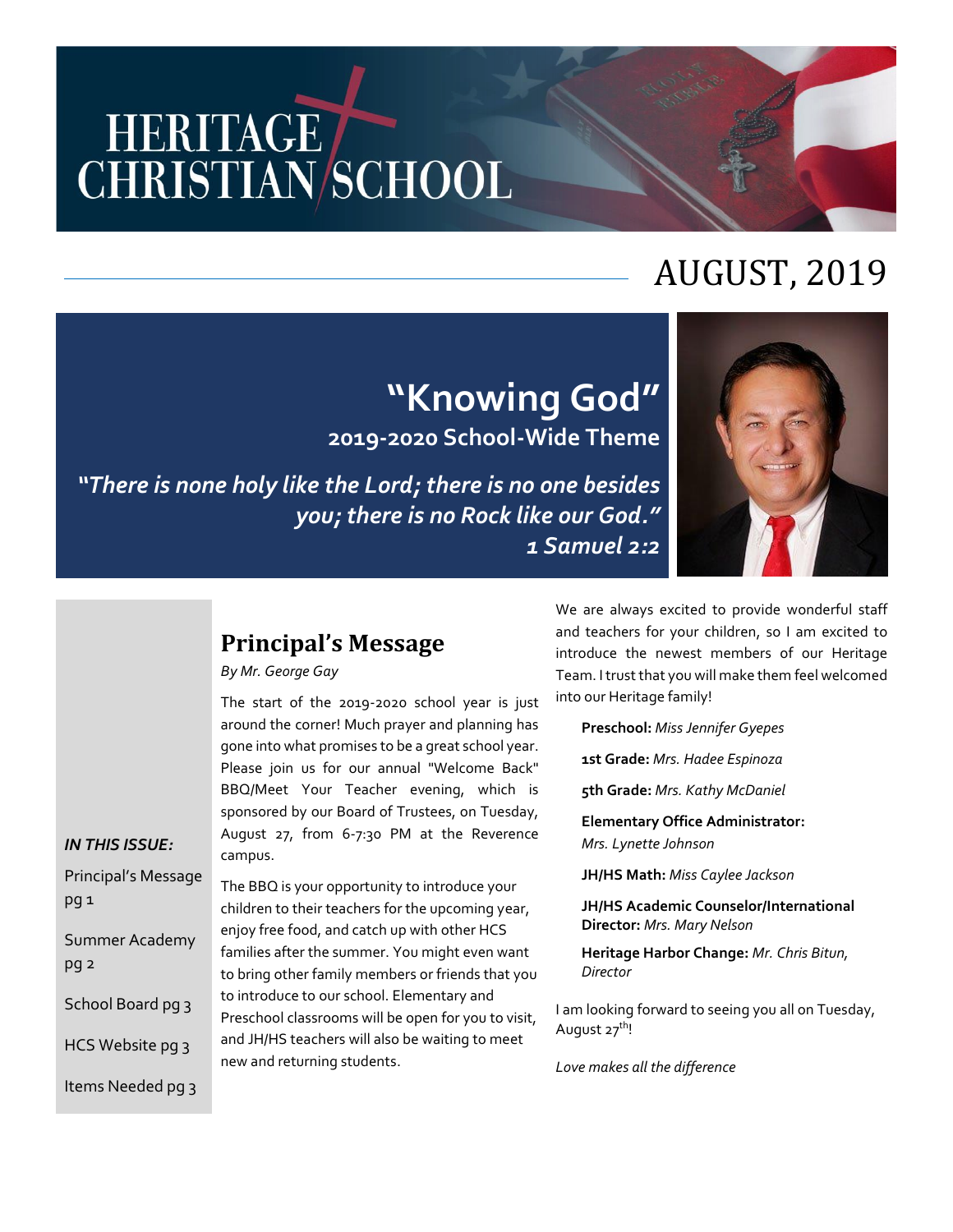# HERITAGE CHRISTIAN SCHOOL

## AUGUST, 2019

## "Knowing God"

### 2019-2020 School-Wide Theme

***"There is none holy like the Lord; there is no one besides you; there is no Rock like our God." 1 Samuel 2:2***

***IN THIS ISSUE:***

- Principal's Message pg 1
- Summer Academy pg 2
- School Board pg 3
- HCS Website pg 3
- Items Needed pg 3

## Principal's Message

*By Mr. George Gay*

The start of the 2019-2020 school year is just around the corner! Much prayer and planning has gone into what promises to be a great school year. Please join us for our annual "Welcome Back" BBQ/Meet Your Teacher evening, which is sponsored by our Board of Trustees, on Tuesday, August 27, from 6-7:30 PM at the Reverence campus.

The BBQ is your opportunity to introduce your children to their teachers for the upcoming year, enjoy free food, and catch up with other HCS families after the summer. You might even want to bring other family members or friends that you to introduce to our school. Elementary and Preschool classrooms will be open for you to visit, and JH/HS teachers will also be waiting to meet new and returning students.

We are always excited to provide wonderful staff and teachers for your children, so I am excited to introduce the newest members of our Heritage Team. I trust that you will make them feel welcomed into our Heritage family!

**Preschool:** *Miss Jennifer Gyepes*

**1st Grade:** *Mrs. Hadee Espinoza*

**5th Grade:** *Mrs. Kathy McDaniel*

**Elementary Office Administrator:** *Mrs. Lynette Johnson*

**JH/HS Math:** *Miss Caylee Jackson*

**JH/HS Academic Counselor/International Director:** *Mrs. Mary Nelson*

**Heritage Harbor Change:** *Mr. Chris Bitun, Director*

I am looking forward to seeing you all on Tuesday, August 27th!

*Love makes all the difference*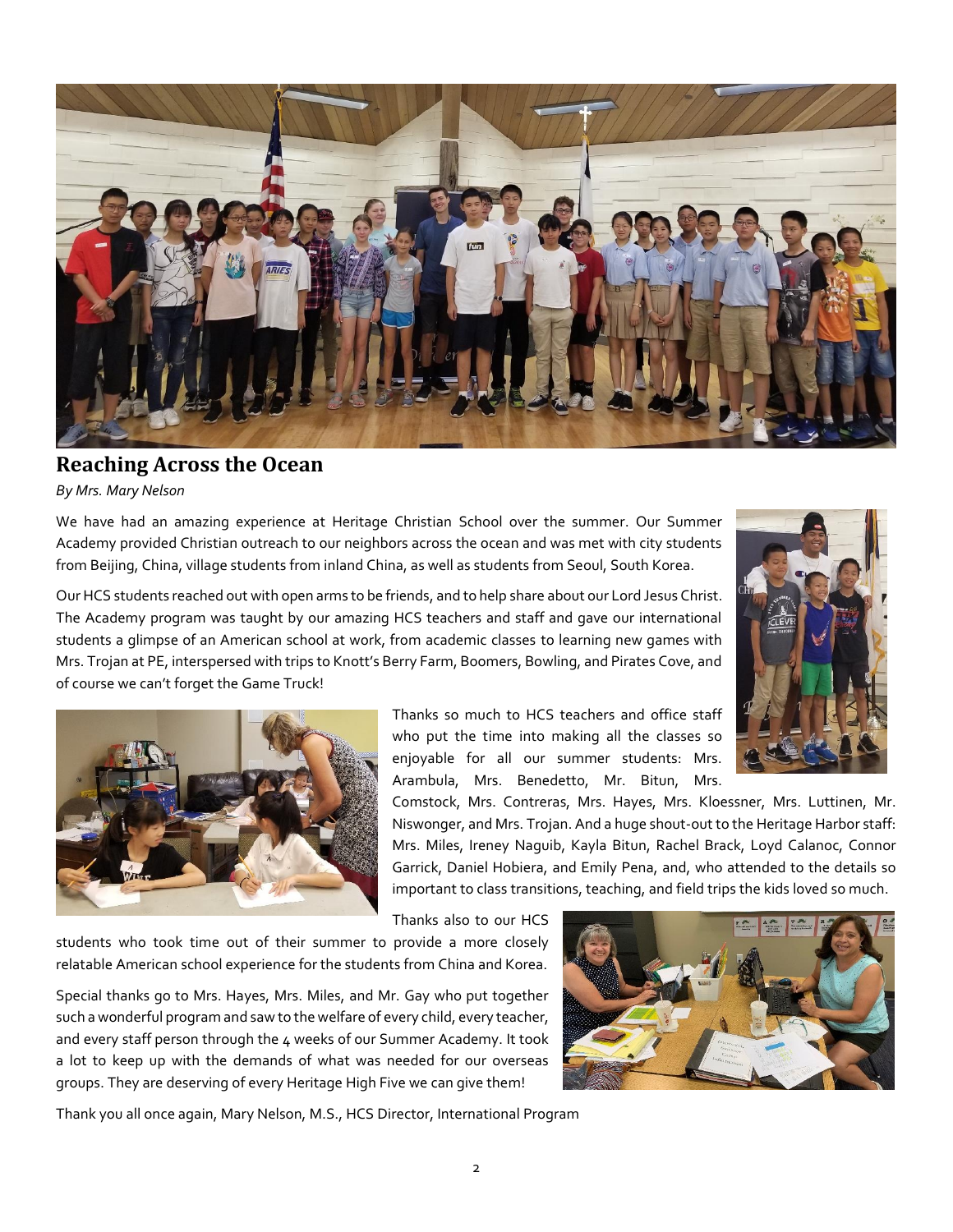## Reaching Across the Ocean

*By Mrs. Mary Nelson*

We have had an amazing experience at Heritage Christian School over the summer. Our Summer Academy provided Christian outreach to our neighbors across the ocean and was met with city students from Beijing, China, village students from inland China, as well as students from Seoul, South Korea.

Our HCS students reached out with open arms to be friends, and to help share about our Lord Jesus Christ. The Academy program was taught by our amazing HCS teachers and staff and gave our international students a glimpse of an American school at work, from academic classes to learning new games with Mrs. Trojan at PE, interspersed with trips to Knott's Berry Farm, Boomers, Bowling, and Pirates Cove, and of course we can't forget the Game Truck!

Thanks so much to HCS teachers and office staff who put the time into making all the classes so enjoyable for all our summer students: Mrs. Arambula, Mrs. Benedetto, Mr. Bitun, Mrs. Comstock, Mrs. Contreras, Mrs. Hayes, Mrs. Kloessner, Mrs. Luttinen, Mr. Niswonger, and Mrs. Trojan. And a huge shout-out to the Heritage Harbor staff: Mrs. Miles, Ireney Naguib, Kayla Bitun, Rachel Brack, Loyd Calanoc, Connor Garrick, Daniel Hobiera, and Emily Pena, and, who attended to the details so important to class transitions, teaching, and field trips the kids loved so much.

Thanks also to our HCS students who took time out of their summer to provide a more closely relatable American school experience for the students from China and Korea.

Special thanks go to Mrs. Hayes, Mrs. Miles, and Mr. Gay who put together such a wonderful program and saw to the welfare of every child, every teacher, and every staff person through the 4 weeks of our Summer Academy. It took a lot to keep up with the demands of what was needed for our overseas groups. They are deserving of every Heritage High Five we can give them!

Thank you all once again, Mary Nelson, M.S., HCS Director, International Program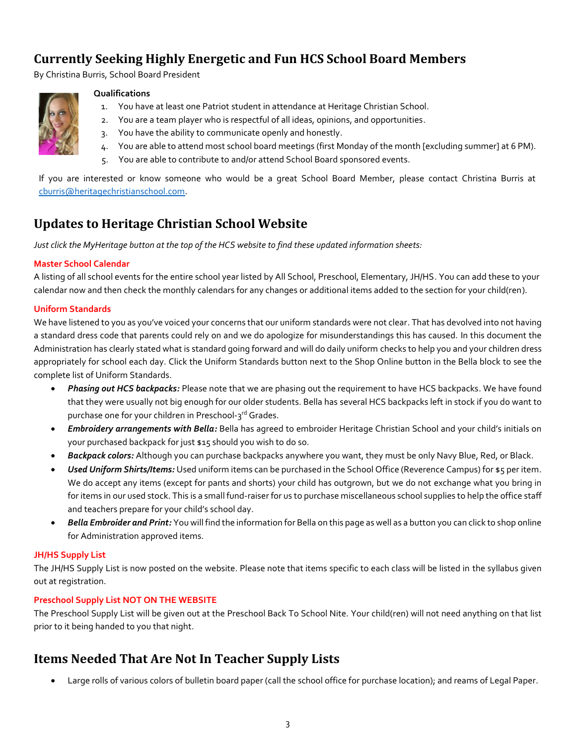## Currently Seeking Highly Energetic and Fun HCS School Board Members

By Christina Burris, School Board President

**Qualifications**

1. You have at least one Patriot student in attendance at Heritage Christian School.
2. You are a team player who is respectful of all ideas, opinions, and opportunities.
3. You have the ability to communicate openly and honestly.
4. You are able to attend most school board meetings (first Monday of the month [excluding summer] at 6 PM).
5. You are able to contribute to and/or attend School Board sponsored events.

If you are interested or know someone who would be a great School Board Member, please contact Christina Burris at cburris@heritagechristianschool.com.

## Updates to Heritage Christian School Website

*Just click the MyHeritage button at the top of the HCS website to find these updated information sheets:*

#### Master School Calendar

A listing of all school events for the entire school year listed by All School, Preschool, Elementary, JH/HS. You can add these to your calendar now and then check the monthly calendars for any changes or additional items added to the section for your child(ren).

#### Uniform Standards

We have listened to you as you've voiced your concerns that our uniform standards were not clear. That has devolved into not having a standard dress code that parents could rely on and we do apologize for misunderstandings this has caused. In this document the Administration has clearly stated what is standard going forward and will do daily uniform checks to help you and your children dress appropriately for school each day. Click the Uniform Standards button next to the Shop Online button in the Bella block to see the complete list of Uniform Standards.

- ***Phasing out HCS backpacks:*** Please note that we are phasing out the requirement to have HCS backpacks. We have found that they were usually not big enough for our older students. Bella has several HCS backpacks left in stock if you do want to purchase one for your children in Preschool-3rd Grades.
- ***Embroidery arrangements with Bella:*** Bella has agreed to embroider Heritage Christian School and your child's initials on your purchased backpack for just $15 should you wish to do so.
- ***Backpack colors:*** Although you can purchase backpacks anywhere you want, they must be only Navy Blue, Red, or Black.
- ***Used Uniform Shirts/Items:*** Used uniform items can be purchased in the School Office (Reverence Campus) for $5 per item. We do accept any items (except for pants and shorts) your child has outgrown, but we do not exchange what you bring in for items in our used stock. This is a small fund-raiser for us to purchase miscellaneous school supplies to help the office staff and teachers prepare for your child's school day.
- ***Bella Embroider and Print:*** You will find the information for Bella on this page as well as a button you can click to shop online for Administration approved items.

#### JH/HS Supply List

The JH/HS Supply List is now posted on the website. Please note that items specific to each class will be listed in the syllabus given out at registration.

#### Preschool Supply List NOT ON THE WEBSITE

The Preschool Supply List will be given out at the Preschool Back To School Nite. Your child(ren) will not need anything on that list prior to it being handed to you that night.

## Items Needed That Are Not In Teacher Supply Lists

- Large rolls of various colors of bulletin board paper (call the school office for purchase location); and reams of Legal Paper.